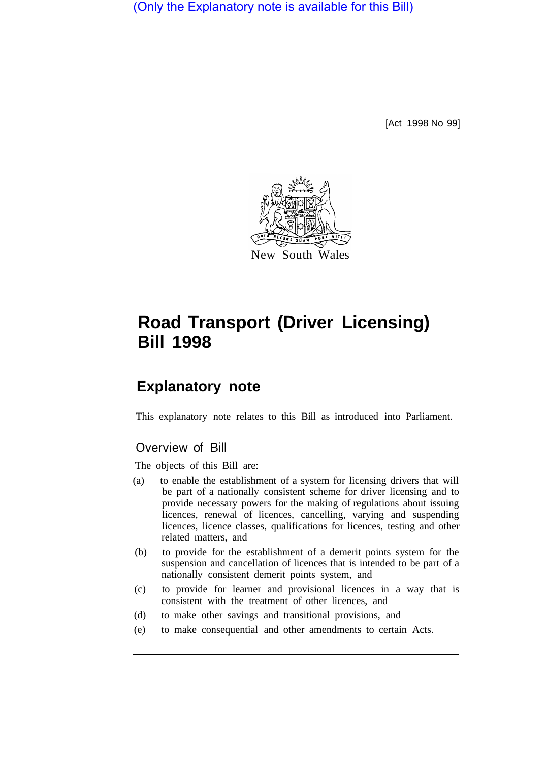(Only the Explanatory note is available for this Bill)

[Act 1998 No 99]

New South Wales

# Road Transport (Driver Licensing) Bill 1998

## Explanatory note

This explanatory note relates to this Bill as introduced into Parliament.

### Overview of Bill

The objects of this Bill are:

(a) to enable the establishment of a system for licensing drivers that will be part of a nationally consistent scheme for driver licensing and to provide necessary powers for the making of regulations about issuing licences, renewal of licences, cancelling, varying and suspending licences, licence classes, qualifications for licences, testing and other related matters, and

(b) to provide for the establishment of a demerit points system for the suspension and cancellation of licences that is intended to be part of a nationally consistent demerit points system, and

(c) to provide for learner and provisional licences in a way that is consistent with the treatment of other licences, and

(d) to make other savings and transitional provisions, and

(e) to make consequential and other amendments to certain Acts.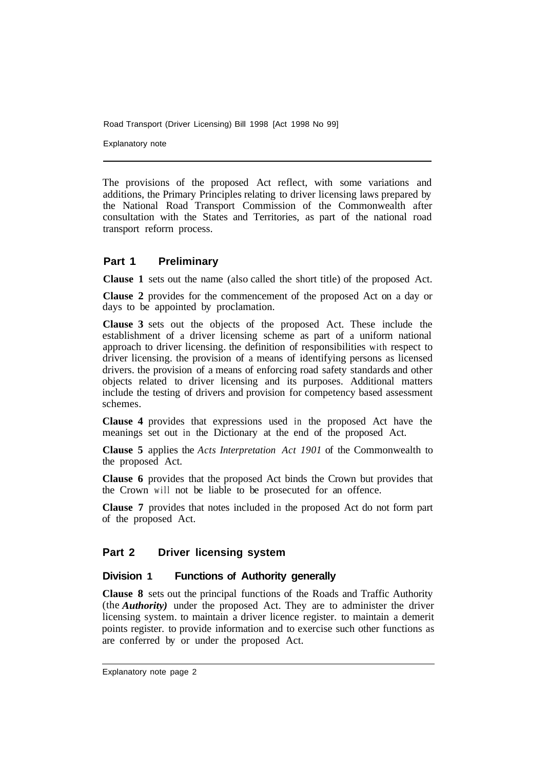The provisions of the proposed Act reflect, with some variations and additions, the Primary Principles relating to driver licensing laws prepared by the National Road Transport Commission of the Commonwealth after consultation with the States and Territories, as part of the national road transport reforrn process.

## Part 1 Preliminary

**Clause 1** sets out the name (also called the short title) of the proposed Act.

**Clause 2** provides for the commencement of the proposed Act on a day or days to be appointed by proclamation.

**Clause 3** sets out the objects of the proposed Act. These include the establishment of a driver licensing scheme as part of a uniform national approach to driver licensing. the definition of responsibilities with respect to driver licensing. the provision of a means of identifying persons as licensed drivers. the provision of a means of enforcing road safety standards and other objects related to driver licensing and its purposes. Additional matters include the testing of drivers and provision for competency based assessment schemes.

**Clause 4** provides that expressions used in the proposed Act have the meanings set out in the Dictionary at the end of the proposed Act.

**Clause 5** applies the *Acts Interpretation Act 1901* of the Commonwealth to the proposed Act.

**Clause 6** provides that the proposed Act binds the Crown but provides that the Crown will not be liable to be prosecuted for an offence.

**Clause 7** provides that notes included in the proposed Act do not form part of the proposed Act.

## Part 2 Driver licensing system

### Division 1 Functions of Authority generally

**Clause 8** sets out the principal functions of the Roads and Traffic Authority (the ***Authority)*** under the proposed Act. They are to administer the driver licensing system. to maintain a driver licence register. to maintain a demerit points register. to provide information and to exercise such other functions as are conferred by or under the proposed Act.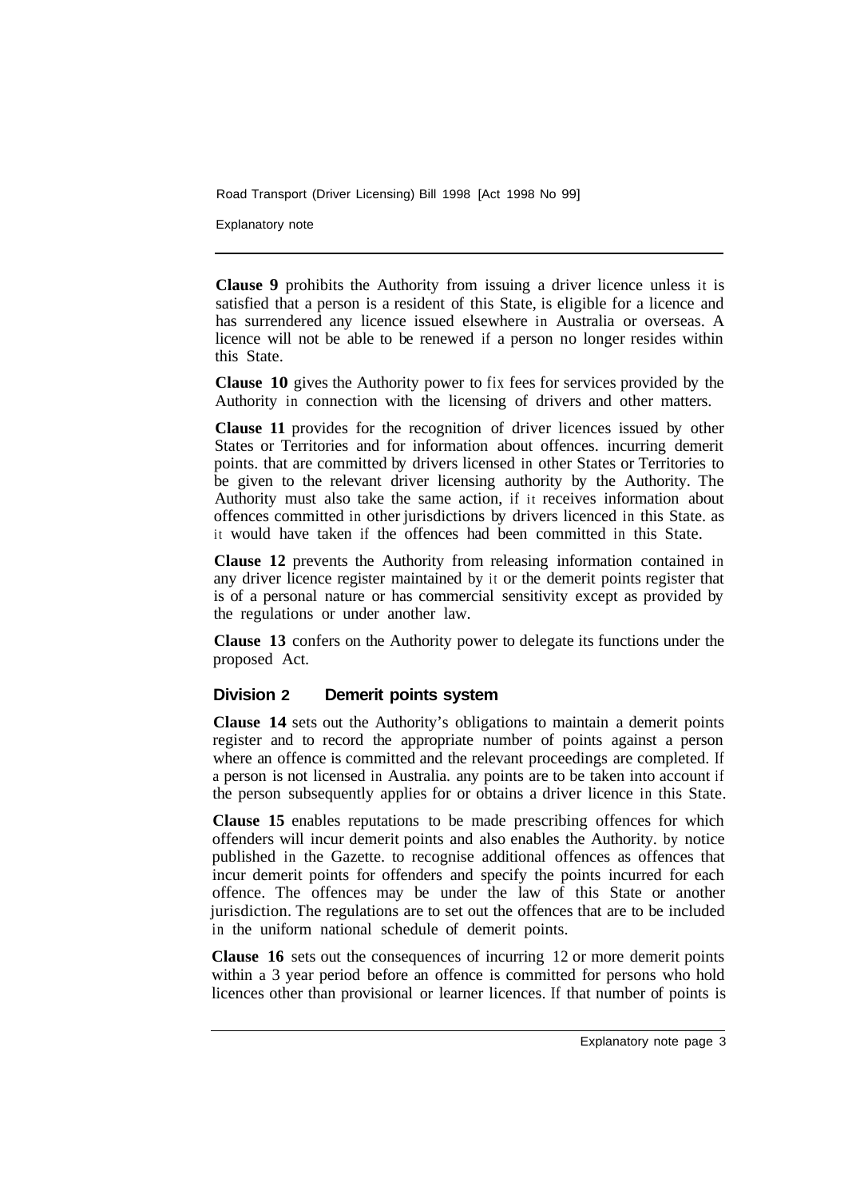**Clause 9** prohibits the Authority from issuing a driver licence unless it is satisfied that a person is a resident of this State, is eligible for a licence and has surrendered any licence issued elsewhere in Australia or overseas. A licence will not be able to be renewed if a person no longer resides within this State.

**Clause 10** gives the Authority power to fix fees for services provided by the Authority in connection with the licensing of drivers and other matters.

**Clause 11** provides for the recognition of driver licences issued by other States or Territories and for information about offences. incurring demerit points. that are committed by drivers licensed in other States or Territories to be given to the relevant driver licensing authority by the Authority. The Authority must also take the same action, if it receives information about offences committed in other jurisdictions by drivers licenced in this State. as it would have taken if the offences had been committed in this State.

**Clause 12** prevents the Authority from releasing information contained in any driver licence register maintained by it or the demerit points register that is of a personal nature or has commercial sensitivity except as provided by the regulations or under another law.

**Clause 13** confers on the Authority power to delegate its functions under the proposed Act.

### Division 2 Demerit points system

**Clause 14** sets out the Authority's obligations to maintain a demerit points register and to record the appropriate number of points against a person where an offence is committed and the relevant proceedings are completed. If a person is not licensed in Australia. any points are to be taken into account if the person subsequently applies for or obtains a driver licence in this State.

**Clause 15** enables reputations to be made prescribing offences for which offenders will incur demerit points and also enables the Authority. by notice published in the Gazette. to recognise additional offences as offences that incur demerit points for offenders and specify the points incurred for each offence. The offences may be under the law of this State or another jurisdiction. The regulations are to set out the offences that are to be included in the uniform national schedule of demerit points.

**Clause 16** sets out the consequences of incurring 12 or more demerit points within a 3 year period before an offence is committed for persons who hold licences other than provisional or learner licences. If that number of points is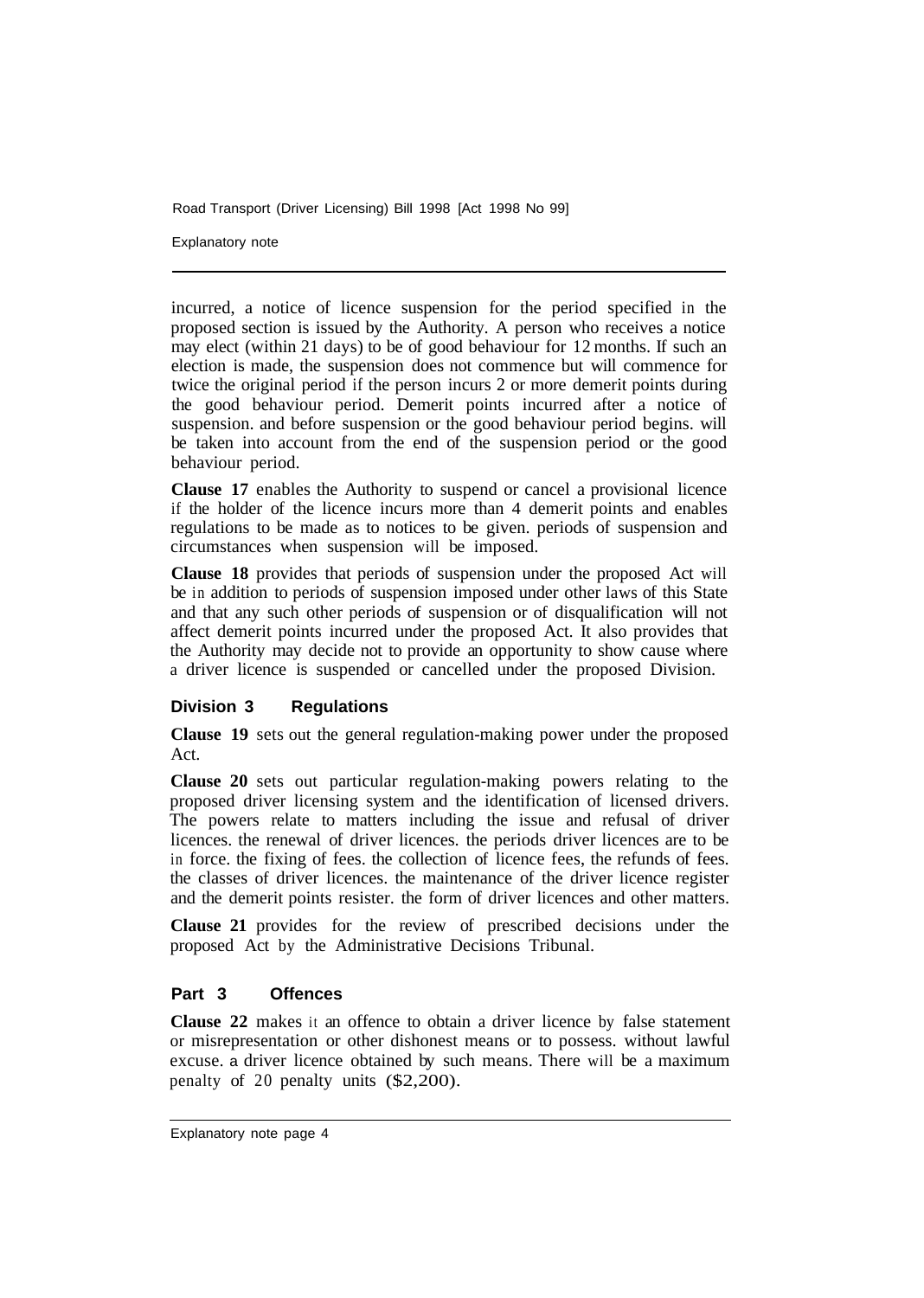incurred, a notice of licence suspension for the period specified in the proposed section is issued by the Authority. A person who receives a notice may elect (within 21 days) to be of good behaviour for 12 months. If such an election is made, the suspension does not commence but will commence for twice the original period if the person incurs 2 or more demerit points during the good behaviour period. Demerit points incurred after a notice of suspension. and before suspension or the good behaviour period begins. will be taken into account from the end of the suspension period or the good behaviour period.

**Clause 17** enables the Authority to suspend or cancel a provisional licence if the holder of the licence incurs more than 4 demerit points and enables regulations to be made as to notices to be given. periods of suspension and circumstances when suspension will be imposed.

**Clause 18** provides that periods of suspension under the proposed Act will be in addition to periods of suspension imposed under other laws of this State and that any such other periods of suspension or of disqualification will not affect demerit points incurred under the proposed Act. It also provides that the Authority may decide not to provide an opportunity to show cause where a driver licence is suspended or cancelled under the proposed Division.

#### Division 3 Regulations

**Clause 19** sets out the general regulation-making power under the proposed Act.

**Clause 20** sets out particular regulation-making powers relating to the proposed driver licensing system and the identification of licensed drivers. The powers relate to matters including the issue and refusal of driver licences. the renewal of driver licences. the periods driver licences are to be in force. the fixing of fees. the collection of licence fees, the refunds of fees. the classes of driver licences. the maintenance of the driver licence register and the demerit points resister. the form of driver licences and other matters.

**Clause 21** provides for the review of prescribed decisions under the proposed Act by the Administrative Decisions Tribunal.

### Part 3 Offences

**Clause 22** makes it an offence to obtain a driver licence by false statement or misrepresentation or other dishonest means or to possess. without lawful excuse. a driver licence obtained by such means. There will be a maximum penalty of 20 penalty units ($2,200).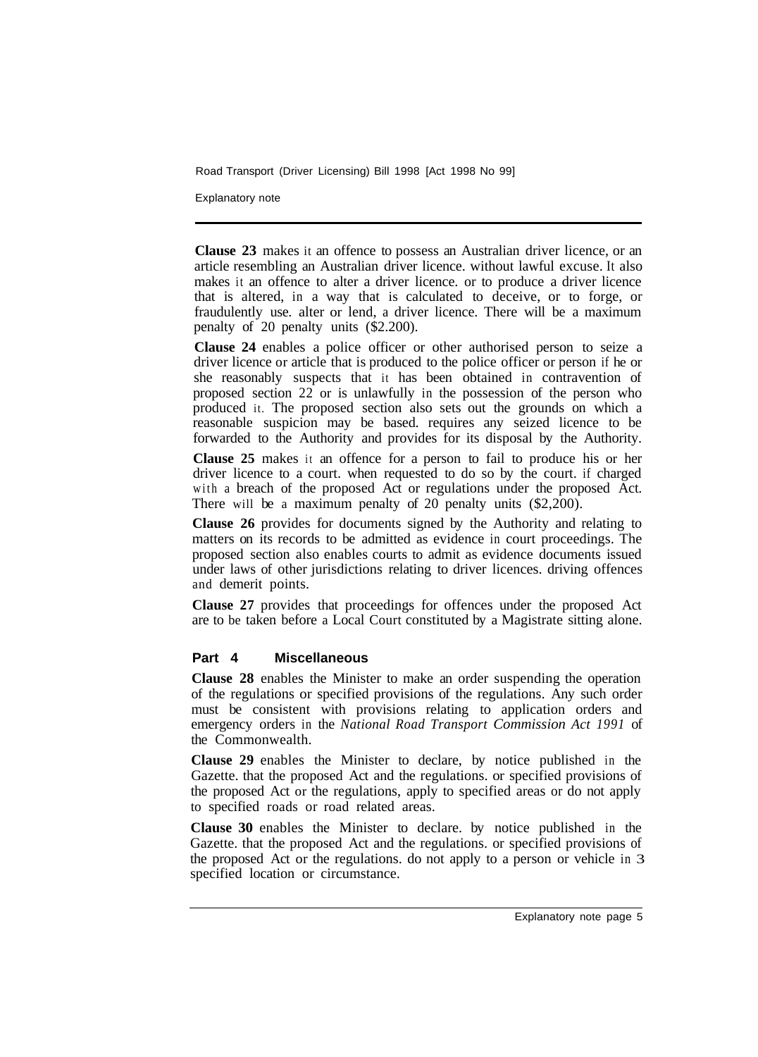**Clause 23** makes it an offence to possess an Australian driver licence, or an article resembling an Australian driver licence. without lawful excuse. It also makes it an offence to alter a driver licence. or to produce a driver licence that is altered, in a way that is calculated to deceive, or to forge, or fraudulently use. alter or lend, a driver licence. There will be a maximum penalty of 20 penalty units ($2.200).

**Clause 24** enables a police officer or other authorised person to seize a driver licence or article that is produced to the police officer or person if he or she reasonably suspects that it has been obtained in contravention of proposed section 22 or is unlawfully in the possession of the person who produced it. The proposed section also sets out the grounds on which a reasonable suspicion may be based. requires any seized licence to be forwarded to the Authority and provides for its disposal by the Authority.

**Clause 25** makes it an offence for a person to fail to produce his or her driver licence to a court. when requested to do so by the court. if charged with a breach of the proposed Act or regulations under the proposed Act. There will be a maximum penalty of 20 penalty units ($2,200).

**Clause 26** provides for documents signed by the Authority and relating to matters on its records to be admitted as evidence in court proceedings. The proposed section also enables courts to admit as evidence documents issued under laws of other jurisdictions relating to driver licences. driving offences and demerit points.

**Clause 27** provides that proceedings for offences under the proposed Act are to be taken before a Local Court constituted by a Magistrate sitting alone.

## Part 4 Miscellaneous

**Clause 28** enables the Minister to make an order suspending the operation of the regulations or specified provisions of the regulations. Any such order must be consistent with provisions relating to application orders and emergency orders in the *National Road Transport Commission Act 1991* of the Commonwealth.

**Clause 29** enables the Minister to declare, by notice published in the Gazette. that the proposed Act and the regulations. or specified provisions of the proposed Act or the regulations, apply to specified areas or do not apply to specified roads or road related areas.

**Clause 30** enables the Minister to declare. by notice published in the Gazette. that the proposed Act and the regulations. or specified provisions of the proposed Act or the regulations. do not apply to a person or vehicle in 3 specified location or circumstance.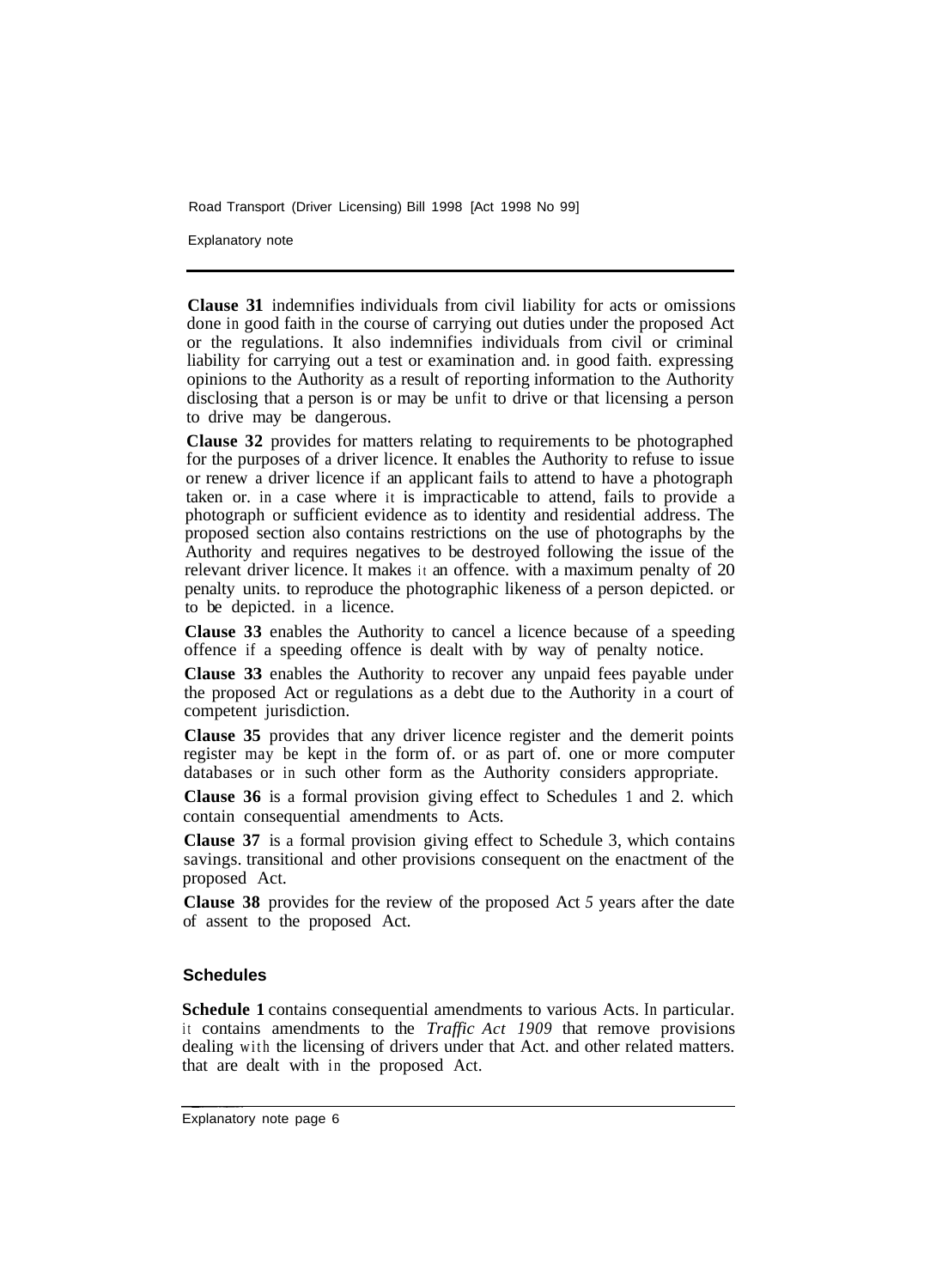**Clause 31** indemnifies individuals from civil liability for acts or omissions done in good faith in the course of carrying out duties under the proposed Act or the regulations. It also indemnifies individuals from civil or criminal liability for carrying out a test or examination and. in good faith. expressing opinions to the Authority as a result of reporting information to the Authority disclosing that a person is or may be unfit to drive or that licensing a person to drive may be dangerous.

**Clause 32** provides for matters relating to requirements to be photographed for the purposes of a driver licence. It enables the Authority to refuse to issue or renew a driver licence if an applicant fails to attend to have a photograph taken or. in a case where it is impracticable to attend, fails to provide a photograph or sufficient evidence as to identity and residential address. The proposed section also contains restrictions on the use of photographs by the Authority and requires negatives to be destroyed following the issue of the relevant driver licence. It makes it an offence. with a maximum penalty of 20 penalty units. to reproduce the photographic likeness of a person depicted. or to be depicted. in a licence.

**Clause 33** enables the Authority to cancel a licence because of a speeding offence if a speeding offence is dealt with by way of penalty notice.

**Clause 33** enables the Authority to recover any unpaid fees payable under the proposed Act or regulations as a debt due to the Authority in a court of competent jurisdiction.

**Clause 35** provides that any driver licence register and the demerit points register may be kept in the form of. or as part of. one or more computer databases or in such other form as the Authority considers appropriate.

**Clause 36** is a formal provision giving effect to Schedules 1 and 2. which contain consequential amendments to Acts.

**Clause 37** is a formal provision giving effect to Schedule 3, which contains savings. transitional and other provisions consequent on the enactment of the proposed Act.

**Clause 38** provides for the review of the proposed Act 5 years after the date of assent to the proposed Act.

## Schedules

**Schedule 1** contains consequential amendments to various Acts. In particular. it contains amendments to the *Traffic Act 1909* that remove provisions dealing with the licensing of drivers under that Act. and other related matters. that are dealt with in the proposed Act.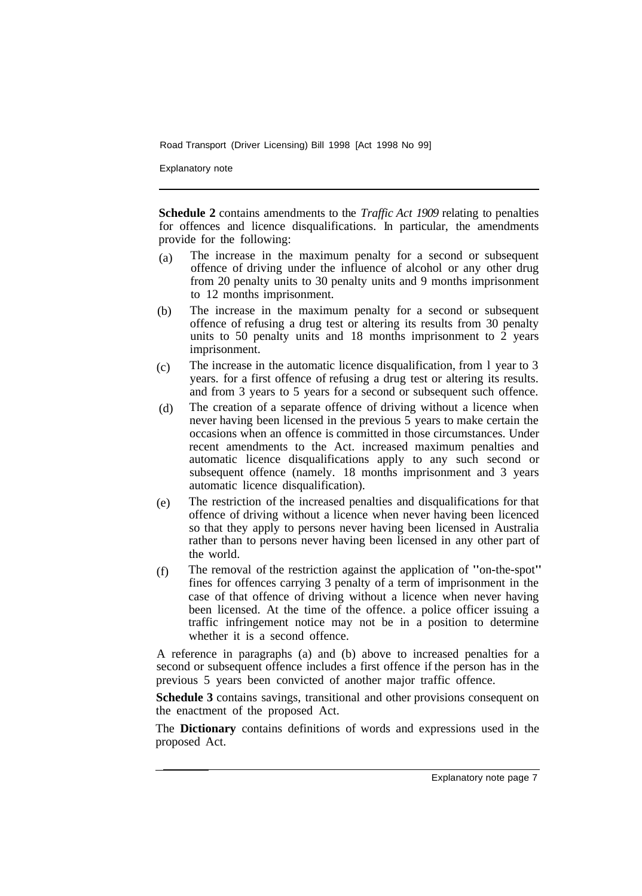**Schedule 2** contains amendments to the *Traffic Act 1909* relating to penalties for offences and licence disqualifications. In particular, the amendments provide for the following:

(a) The increase in the maximum penalty for a second or subsequent offence of driving under the influence of alcohol or any other drug from 20 penalty units to 30 penalty units and 9 months imprisonment to 12 months imprisonment.

(b) The increase in the maximum penalty for a second or subsequent offence of refusing a drug test or altering its results from 30 penalty units to 50 penalty units and 18 months imprisonment to 2 years imprisonment.

(c) The increase in the automatic licence disqualification, from 1 year to 3 years. for a first offence of refusing a drug test or altering its results. and from 3 years to 5 years for a second or subsequent such offence.

(d) The creation of a separate offence of driving without a licence when never having been licensed in the previous 5 years to make certain the occasions when an offence is committed in those circumstances. Under recent amendments to the Act. increased maximum penalties and automatic licence disqualifications apply to any such second or subsequent offence (namely. 18 months imprisonment and 3 years automatic licence disqualification).

(e) The restriction of the increased penalties and disqualifications for that offence of driving without a licence when never having been licenced so that they apply to persons never having been licensed in Australia rather than to persons never having been licensed in any other part of the world.

(f) The removal of the restriction against the application of "on-the-spot" fines for offences carrying 3 penalty of a term of imprisonment in the case of that offence of driving without a licence when never having been licensed. At the time of the offence. a police officer issuing a traffic infringement notice may not be in a position to determine whether it is a second offence.

A reference in paragraphs (a) and (b) above to increased penalties for a second or subsequent offence includes a first offence if the person has in the previous 5 years been convicted of another major traffic offence.

**Schedule 3** contains savings, transitional and other provisions consequent on the enactment of the proposed Act.

The **Dictionary** contains definitions of words and expressions used in the proposed Act.